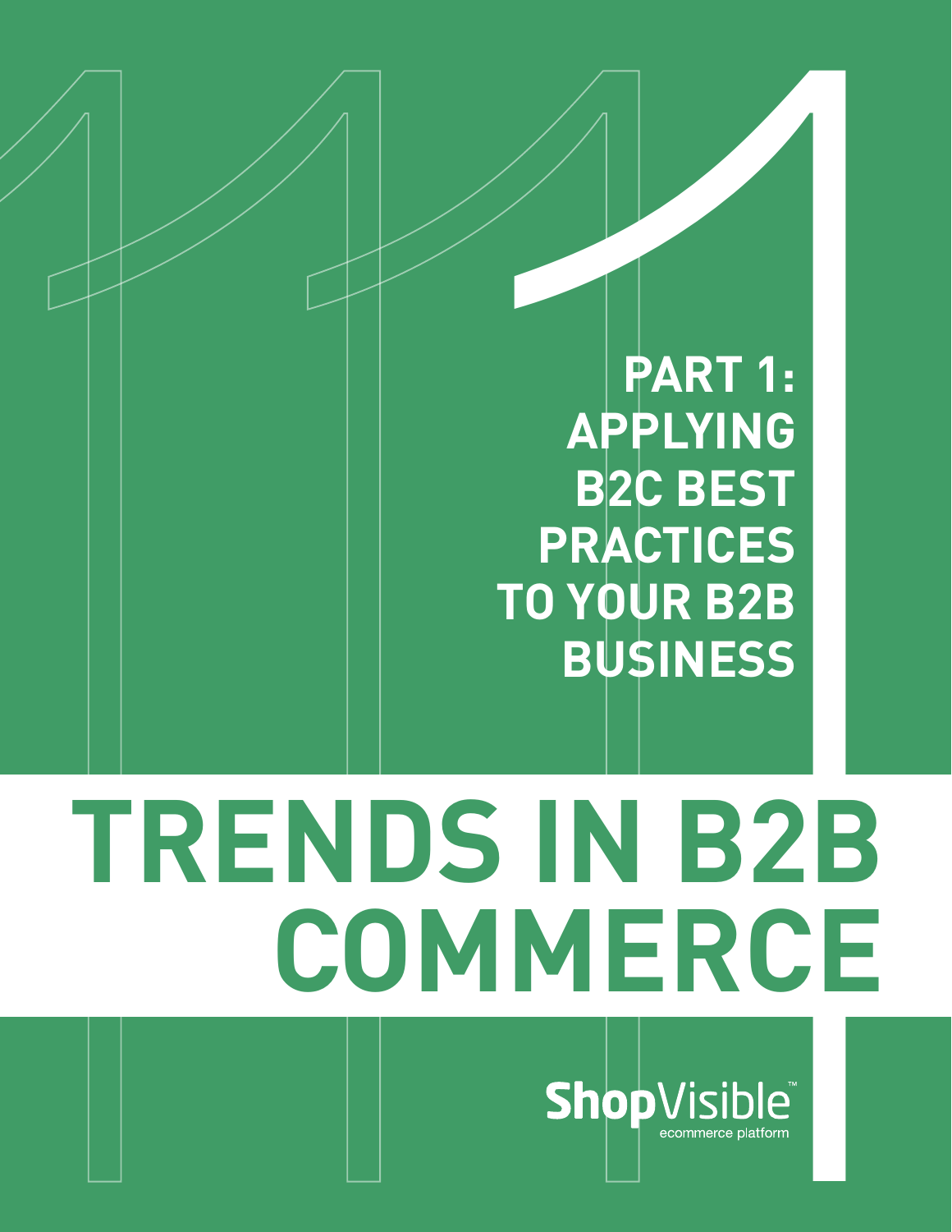# TRENDS IN B2B COMMERCE

## PART 1: APPLYING B2C BEST PRACTICES TO YOUR B2B BUSINESS

ShopVisible™ ecommerce platform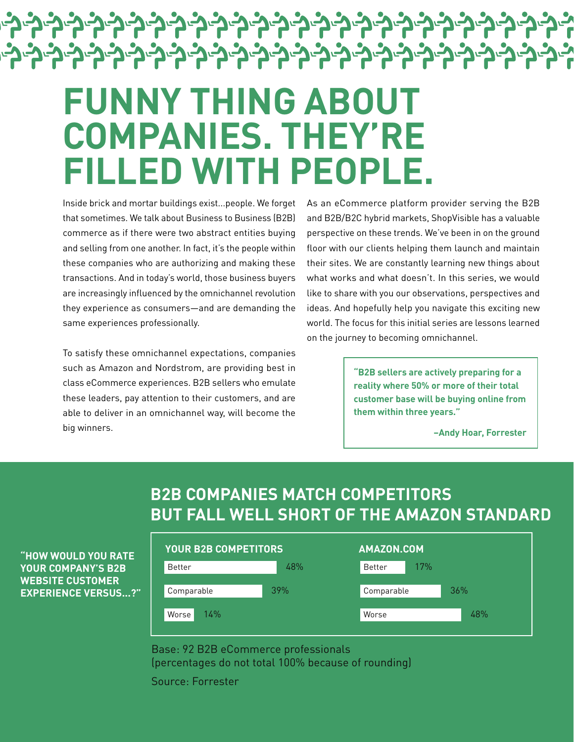# FUNNY THING ABOUT COMPANIES. THEY'RE FILLED WITH PEOPLE.

Inside brick and mortar buildings exist...people. We forget that sometimes. We talk about Business to Business (B2B) commerce as if there were two abstract entities buying and selling from one another. In fact, it's the people within these companies who are authorizing and making these transactions. And in today's world, those business buyers are increasingly influenced by the omnichannel revolution they experience as consumers—and are demanding the same experiences professionally.

To satisfy these omnichannel expectations, companies such as Amazon and Nordstrom, are providing best in class eCommerce experiences. B2B sellers who emulate these leaders, pay attention to their customers, and are able to deliver in an omnichannel way, will become the big winners.

As an eCommerce platform provider serving the B2B and B2B/B2C hybrid markets, ShopVisible has a valuable perspective on these trends. We've been in on the ground floor with our clients helping them launch and maintain their sites. We are constantly learning new things about what works and what doesn't. In this series, we would like to share with you our observations, perspectives and ideas. And hopefully help you navigate this exciting new world. The focus for this initial series are lessons learned on the journey to becoming omnichannel.

> **"B2B sellers are actively preparing for a reality where 50% or more of their total customer base will be buying online from them within three years."**
>
> **–Andy Hoar, Forrester**

## B2B COMPANIES MATCH COMPETITORS BUT FALL WELL SHORT OF THE AMAZON STANDARD

**"HOW WOULD YOU RATE YOUR COMPANY'S B2B WEBSITE CUSTOMER EXPERIENCE VERSUS...?"**

| | YOUR B2B COMPETITORS | AMAZON.COM |
|---|---|---|
| Better | 48% | 17% |
| Comparable | 39% | 36% |
| Worse | 14% | 48% |

Base: 92 B2B eCommerce professionals
(percentages do not total 100% because of rounding)

Source: Forrester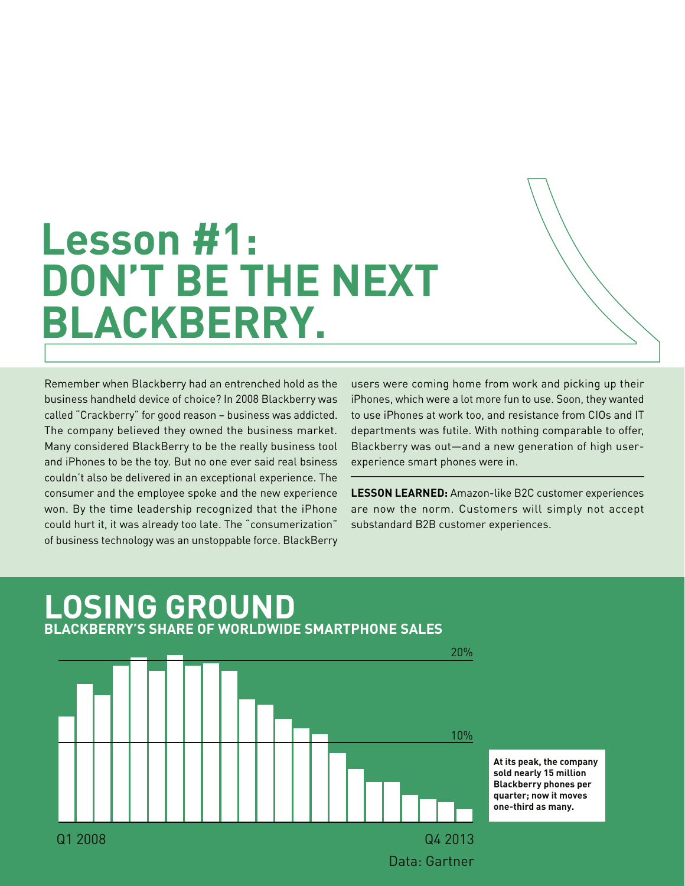# Lesson #1: DON'T BE THE NEXT BLACKBERRY.

Remember when Blackberry had an entrenched hold as the business handheld device of choice? In 2008 Blackberry was called "Crackberry" for good reason – business was addicted. The company believed they owned the business market. Many considered BlackBerry to be the really business tool and iPhones to be the toy. But no one ever said real bsiness couldn't also be delivered in an exceptional experience. The consumer and the employee spoke and the new experience won. By the time leadership recognized that the iPhone could hurt it, it was already too late. The "consumerization" of business technology was an unstoppable force. BlackBerry users were coming home from work and picking up their iPhones, which were a lot more fun to use. Soon, they wanted to use iPhones at work too, and resistance from CIOs and IT departments was futile. With nothing comparable to offer, Blackberry was out—and a new generation of high user-experience smart phones were in.

**LESSON LEARNED:** Amazon-like B2C customer experiences are now the norm. Customers will simply not accept substandard B2B customer experiences.

## LOSING GROUND

### BLACKBERRY'S SHARE OF WORLDWIDE SMARTPHONE SALES

20%

10%

Q1 2008

Q4 2013

Data: Gartner

**At its peak, the company sold nearly 15 million Blackberry phones per quarter; now it moves one-third as many.**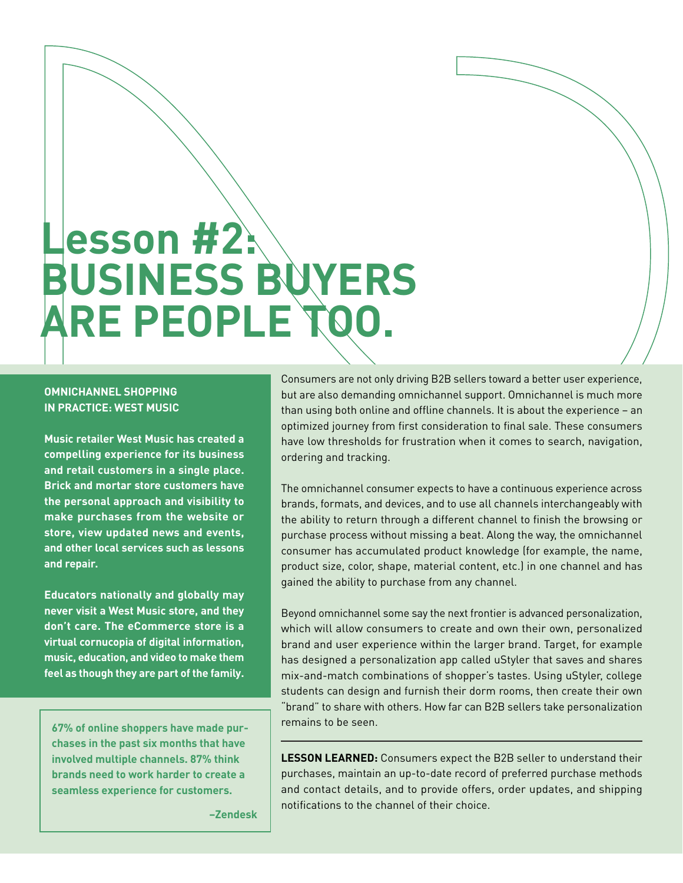# Lesson #2: BUSINESS BUYERS ARE PEOPLE TOO.

**OMNICHANNEL SHOPPING IN PRACTICE: WEST MUSIC**

**Music retailer West Music has created a compelling experience for its business and retail customers in a single place. Brick and mortar store customers have the personal approach and visibility to make purchases from the website or store, view updated news and events, and other local services such as lessons and repair.**

**Educators nationally and globally may never visit a West Music store, and they don't care. The eCommerce store is a virtual cornucopia of digital information, music, education, and video to make them feel as though they are part of the family.**

> **67% of online shoppers have made purchases in the past six months that have involved multiple channels. 87% think brands need to work harder to create a seamless experience for customers.**
>
> **–Zendesk**

Consumers are not only driving B2B sellers toward a better user experience, but are also demanding omnichannel support. Omnichannel is much more than using both online and offline channels. It is about the experience – an optimized journey from first consideration to final sale. These consumers have low thresholds for frustration when it comes to search, navigation, ordering and tracking.

The omnichannel consumer expects to have a continuous experience across brands, formats, and devices, and to use all channels interchangeably with the ability to return through a different channel to finish the browsing or purchase process without missing a beat. Along the way, the omnichannel consumer has accumulated product knowledge (for example, the name, product size, color, shape, material content, etc.) in one channel and has gained the ability to purchase from any channel.

Beyond omnichannel some say the next frontier is advanced personalization, which will allow consumers to create and own their own, personalized brand and user experience within the larger brand. Target, for example has designed a personalization app called uStyler that saves and shares mix-and-match combinations of shopper's tastes. Using uStyler, college students can design and furnish their dorm rooms, then create their own "brand" to share with others. How far can B2B sellers take personalization remains to be seen.

---

**LESSON LEARNED:** Consumers expect the B2B seller to understand their purchases, maintain an up-to-date record of preferred purchase methods and contact details, and to provide offers, order updates, and shipping notifications to the channel of their choice.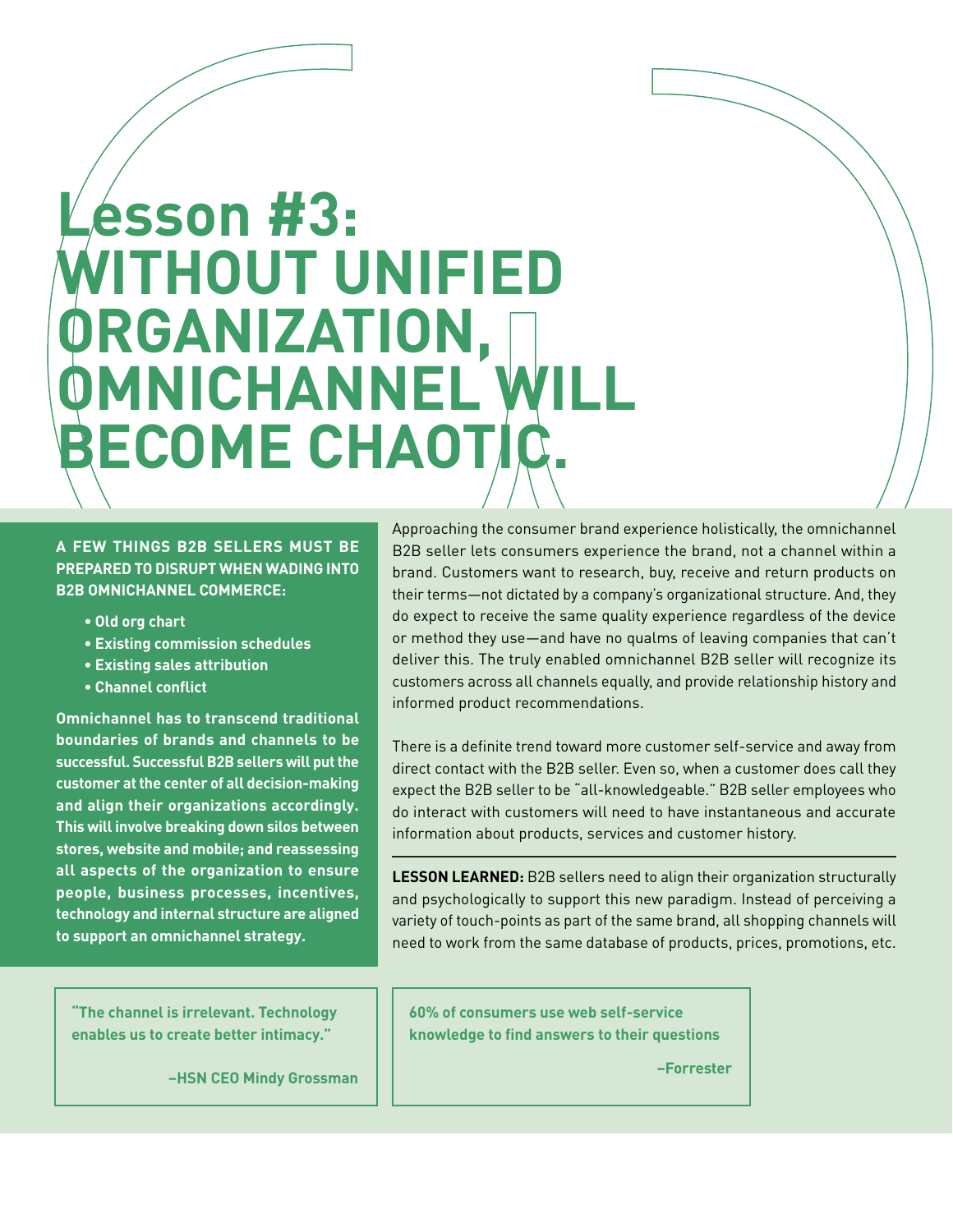# Lesson #3: WITHOUT UNIFIED ORGANIZATION, OMNICHANNEL WILL BECOME CHAOTIC.

**A FEW THINGS B2B SELLERS MUST BE PREPARED TO DISRUPT WHEN WADING INTO B2B OMNICHANNEL COMMERCE:**

- **Old org chart**
- **Existing commission schedules**
- **Existing sales attribution**
- **Channel conflict**

**Omnichannel has to transcend traditional boundaries of brands and channels to be successful. Successful B2B sellers will put the customer at the center of all decision-making and align their organizations accordingly. This will involve breaking down silos between stores, website and mobile; and reassessing all aspects of the organization to ensure people, business processes, incentives, technology and internal structure are aligned to support an omnichannel strategy.**

Approaching the consumer brand experience holistically, the omnichannel B2B seller lets consumers experience the brand, not a channel within a brand. Customers want to research, buy, receive and return products on their terms—not dictated by a company's organizational structure. And, they do expect to receive the same quality experience regardless of the device or method they use—and have no qualms of leaving companies that can't deliver this. The truly enabled omnichannel B2B seller will recognize its customers across all channels equally, and provide relationship history and informed product recommendations.

There is a definite trend toward more customer self-service and away from direct contact with the B2B seller. Even so, when a customer does call they expect the B2B seller to be "all-knowledgeable." B2B seller employees who do interact with customers will need to have instantaneous and accurate information about products, services and customer history.

---

**LESSON LEARNED:** B2B sellers need to align their organization structurally and psychologically to support this new paradigm. Instead of perceiving a variety of touch-points as part of the same brand, all shopping channels will need to work from the same database of products, prices, promotions, etc.

> **"The channel is irrelevant. Technology enables us to create better intimacy."**
>
> **–HSN CEO Mindy Grossman**

> **60% of consumers use web self-service knowledge to find answers to their questions**
>
> **–Forrester**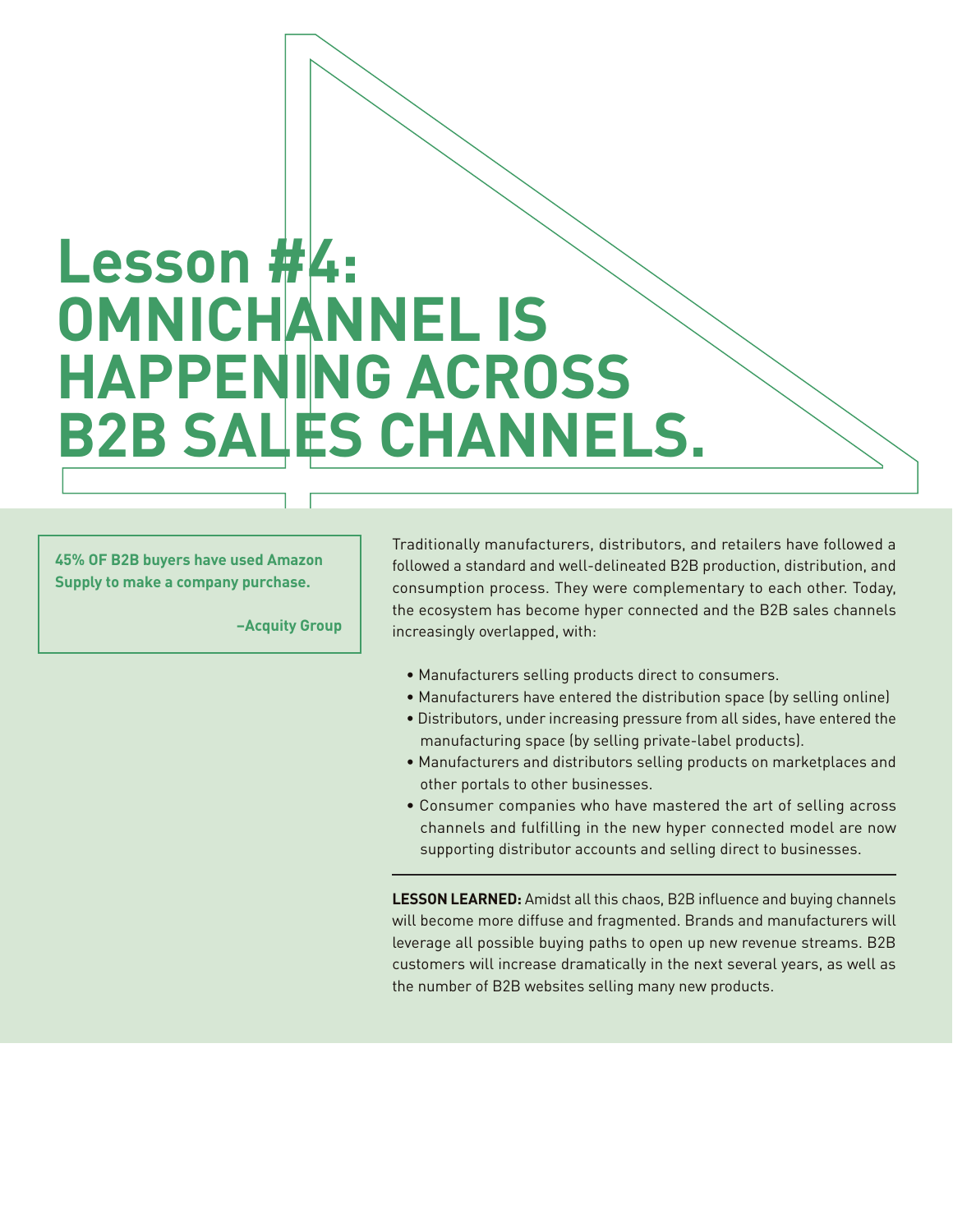# Lesson #4: OMNICHANNEL IS HAPPENING ACROSS B2B SALES CHANNELS.

**45% OF B2B buyers have used Amazon Supply to make a company purchase.**

**–Acquity Group**

Traditionally manufacturers, distributors, and retailers have followed a followed a standard and well-delineated B2B production, distribution, and consumption process. They were complementary to each other. Today, the ecosystem has become hyper connected and the B2B sales channels increasingly overlapped, with:

- Manufacturers selling products direct to consumers.
- Manufacturers have entered the distribution space (by selling online)
- Distributors, under increasing pressure from all sides, have entered the manufacturing space (by selling private-label products).
- Manufacturers and distributors selling products on marketplaces and other portals to other businesses.
- Consumer companies who have mastered the art of selling across channels and fulfilling in the new hyper connected model are now supporting distributor accounts and selling direct to businesses.

---

**LESSON LEARNED:** Amidst all this chaos, B2B influence and buying channels will become more diffuse and fragmented. Brands and manufacturers will leverage all possible buying paths to open up new revenue streams. B2B customers will increase dramatically in the next several years, as well as the number of B2B websites selling many new products.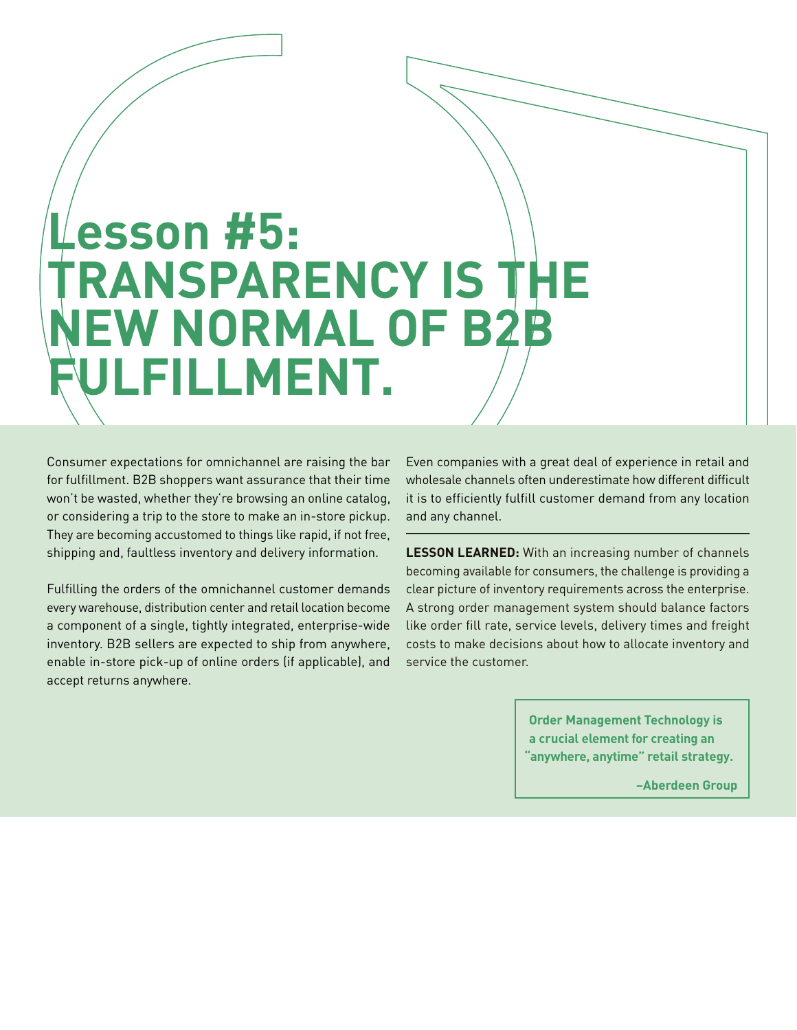# Lesson #5: TRANSPARENCY IS THE NEW NORMAL OF B2B FULFILLMENT.

Consumer expectations for omnichannel are raising the bar for fulfillment. B2B shoppers want assurance that their time won't be wasted, whether they're browsing an online catalog, or considering a trip to the store to make an in-store pickup. They are becoming accustomed to things like rapid, if not free, shipping and, faultless inventory and delivery information.

Fulfilling the orders of the omnichannel customer demands every warehouse, distribution center and retail location become a component of a single, tightly integrated, enterprise-wide inventory. B2B sellers are expected to ship from anywhere, enable in-store pick-up of online orders (if applicable), and accept returns anywhere.

Even companies with a great deal of experience in retail and wholesale channels often underestimate how different difficult it is to efficiently fulfill customer demand from any location and any channel.

---

**LESSON LEARNED:** With an increasing number of channels becoming available for consumers, the challenge is providing a clear picture of inventory requirements across the enterprise. A strong order management system should balance factors like order fill rate, service levels, delivery times and freight costs to make decisions about how to allocate inventory and service the customer.

> **Order Management Technology is a crucial element for creating an "anywhere, anytime" retail strategy.**
>
> **–Aberdeen Group**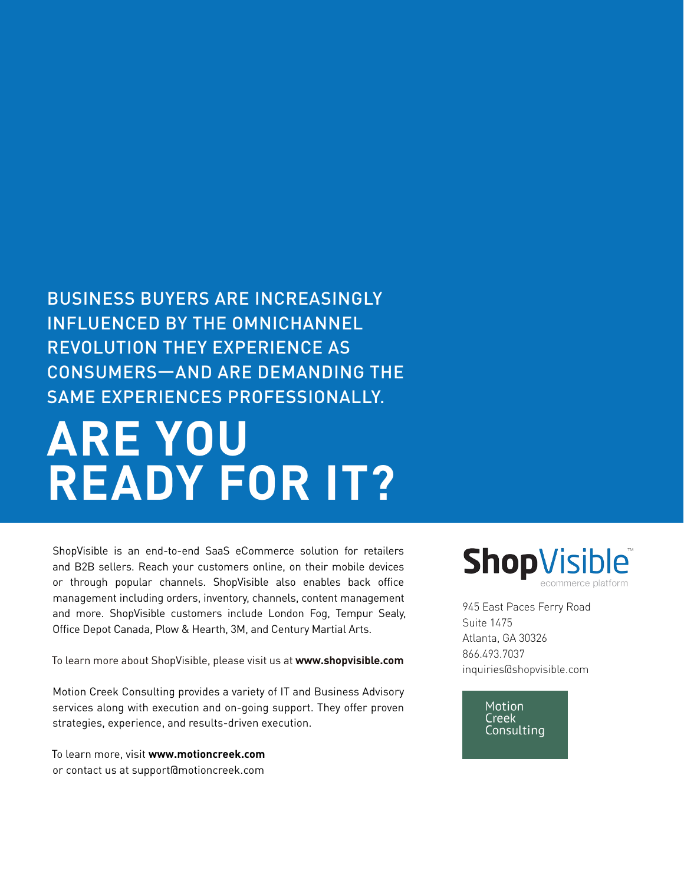BUSINESS BUYERS ARE INCREASINGLY INFLUENCED BY THE OMNICHANNEL REVOLUTION THEY EXPERIENCE AS CONSUMERS—AND ARE DEMANDING THE SAME EXPERIENCES PROFESSIONALLY.

# ARE YOU READY FOR IT?

ShopVisible is an end-to-end SaaS eCommerce solution for retailers and B2B sellers. Reach your customers online, on their mobile devices or through popular channels. ShopVisible also enables back office management including orders, inventory, channels, content management and more. ShopVisible customers include London Fog, Tempur Sealy, Office Depot Canada, Plow & Hearth, 3M, and Century Martial Arts.

To learn more about ShopVisible, please visit us at **www.shopvisible.com**

Motion Creek Consulting provides a variety of IT and Business Advisory services along with execution and on-going support. They offer proven strategies, experience, and results-driven execution.

To learn more, visit **www.motioncreek.com**
or contact us at support@motioncreek.com

**ShopVisible™**
ecommerce platform

945 East Paces Ferry Road
Suite 1475
Atlanta, GA 30326
866.493.7037
inquiries@shopvisible.com

Motion Creek Consulting